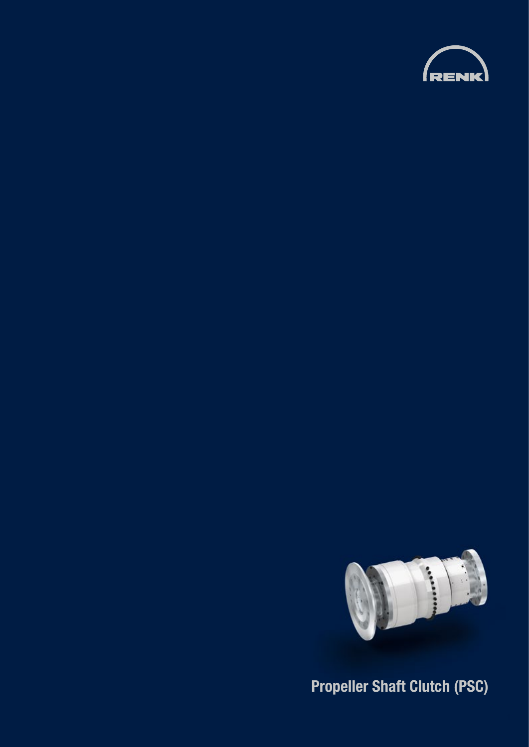RENK

# Propeller Shaft Clutch (PSC)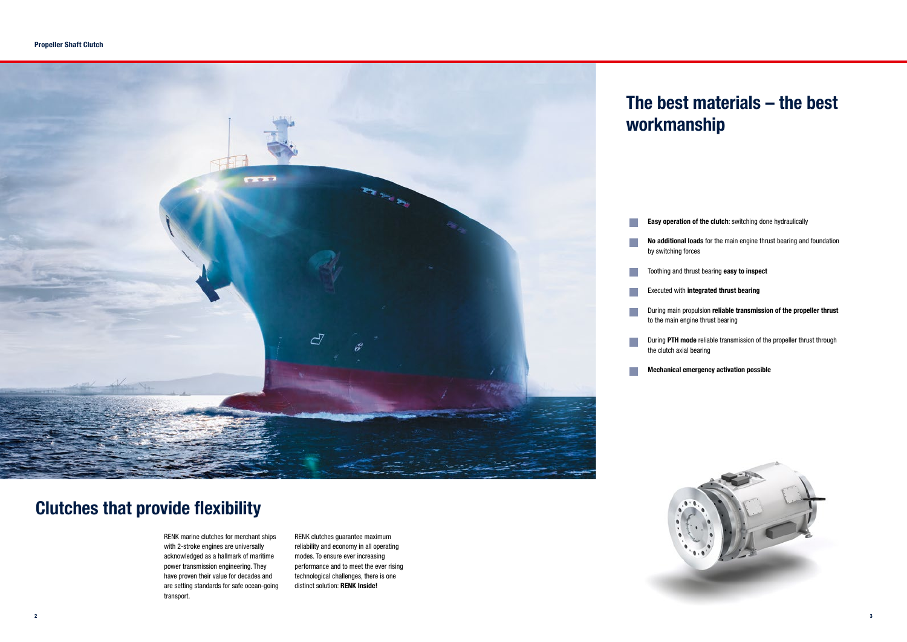# Clutches that provide flexibility

RENK marine clutches for merchant ships with 2-stroke engines are universally acknowledged as a hallmark of maritime power transmission engineering. They have proven their value for decades and are setting standards for safe ocean-going transport.

RENK clutches guarantee maximum reliability and economy in all operating modes. To ensure ever increasing performance and to meet the ever rising technological challenges, there is one distinct solution: **RENK Inside!**

# The best materials – the best workmanship

- **Easy operation of the clutch**: switching done hydraulically
- **No additional loads** for the main engine thrust bearing and foundation by switching forces
- Toothing and thrust bearing **easy to inspect**
- Executed with **integrated thrust bearing**
- During main propulsion **reliable transmission of the propeller thrust** to the main engine thrust bearing
- During **PTH mode** reliable transmission of the propeller thrust through the clutch axial bearing
- **Mechanical emergency activation possible**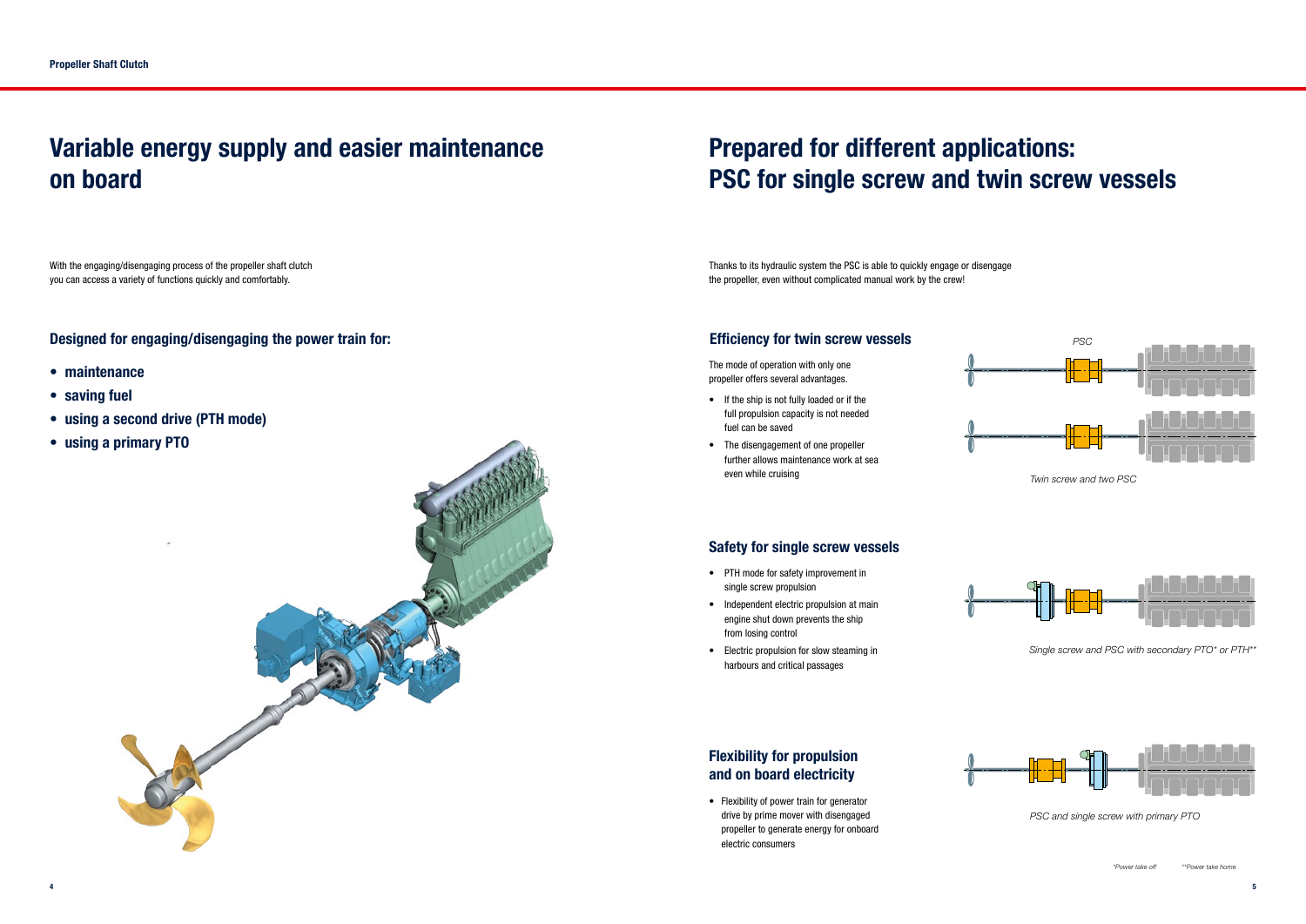# Variable energy supply and easier maintenance on board

With the engaging/disengaging process of the propeller shaft clutch you can access a variety of functions quickly and comfortably.

### Designed for engaging/disengaging the power train for:

- **maintenance**
- **saving fuel**
- **using a second drive (PTH mode)**
- **using a primary PTO**

# Prepared for different applications: PSC for single screw and twin screw vessels

Thanks to its hydraulic system the PSC is able to quickly engage or disengage the propeller, even without complicated manual work by the crew!

### Efficiency for twin screw vessels

The mode of operation with only one propeller offers several advantages.

- If the ship is not fully loaded or if the full propulsion capacity is not needed fuel can be saved
- The disengagement of one propeller further allows maintenance work at sea even while cruising

PSC

*Twin screw and two PSC*

### Safety for single screw vessels

- PTH mode for safety improvement in single screw propulsion
- Independent electric propulsion at main engine shut down prevents the ship from losing control
- Electric propulsion for slow steaming in harbours and critical passages

*Single screw and PSC with secondary PTO* or PTH***

### Flexibility for propulsion and on board electricity

- Flexibility of power train for generator drive by prime mover with disengaged propeller to generate energy for onboard electric consumers

*PSC and single screw with primary PTO*

*Power take off **Power take home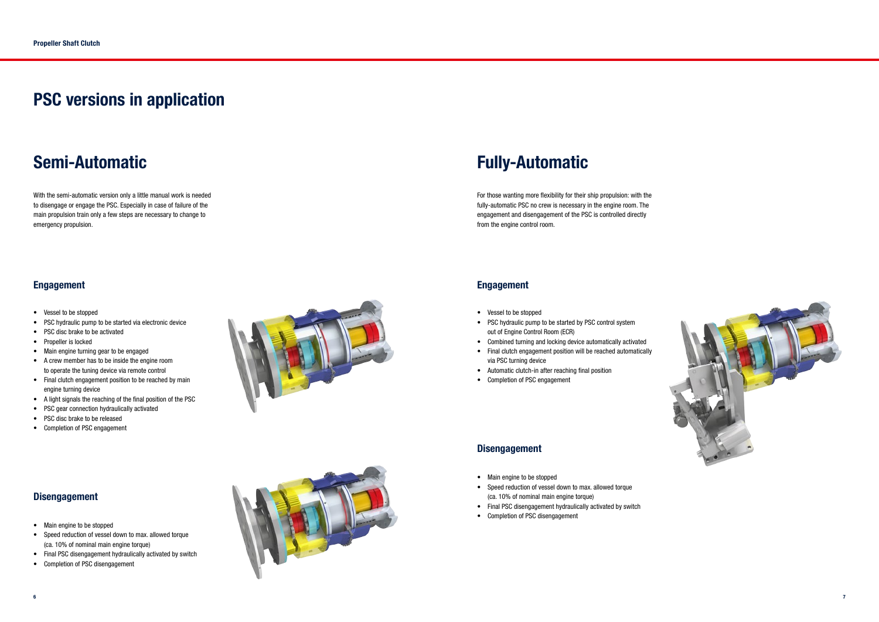# PSC versions in application

## Semi-Automatic

With the semi-automatic version only a little manual work is needed to disengage or engage the PSC. Especially in case of failure of the main propulsion train only a few steps are necessary to change to emergency propulsion.

### Engagement

- Vessel to be stopped
- PSC hydraulic pump to be started via electronic device
- PSC disc brake to be activated
- Propeller is locked
- Main engine turning gear to be engaged
- A crew member has to be inside the engine room to operate the tuning device via remote control
- Final clutch engagement position to be reached by main engine turning device
- A light signals the reaching of the final position of the PSC
- PSC gear connection hydraulically activated
- PSC disc brake to be released
- Completion of PSC engagement

### Disengagement

- Main engine to be stopped
- Speed reduction of vessel down to max. allowed torque (ca. 10% of nominal main engine torque)
- Final PSC disengagement hydraulically activated by switch
- Completion of PSC disengagement

## Fully-Automatic

For those wanting more flexibility for their ship propulsion: with the fully-automatic PSC no crew is necessary in the engine room. The engagement and disengagement of the PSC is controlled directly from the engine control room.

### Engagement

- Vessel to be stopped
- PSC hydraulic pump to be started by PSC control system out of Engine Control Room (ECR)
- Combined turning and locking device automatically activated
- Final clutch engagement position will be reached automatically via PSC turning device
- Automatic clutch-in after reaching final position
- Completion of PSC engagement

### Disengagement

- Main engine to be stopped
- Speed reduction of vessel down to max. allowed torque (ca. 10% of nominal main engine torque)
- Final PSC disengagement hydraulically activated by switch
- Completion of PSC disengagement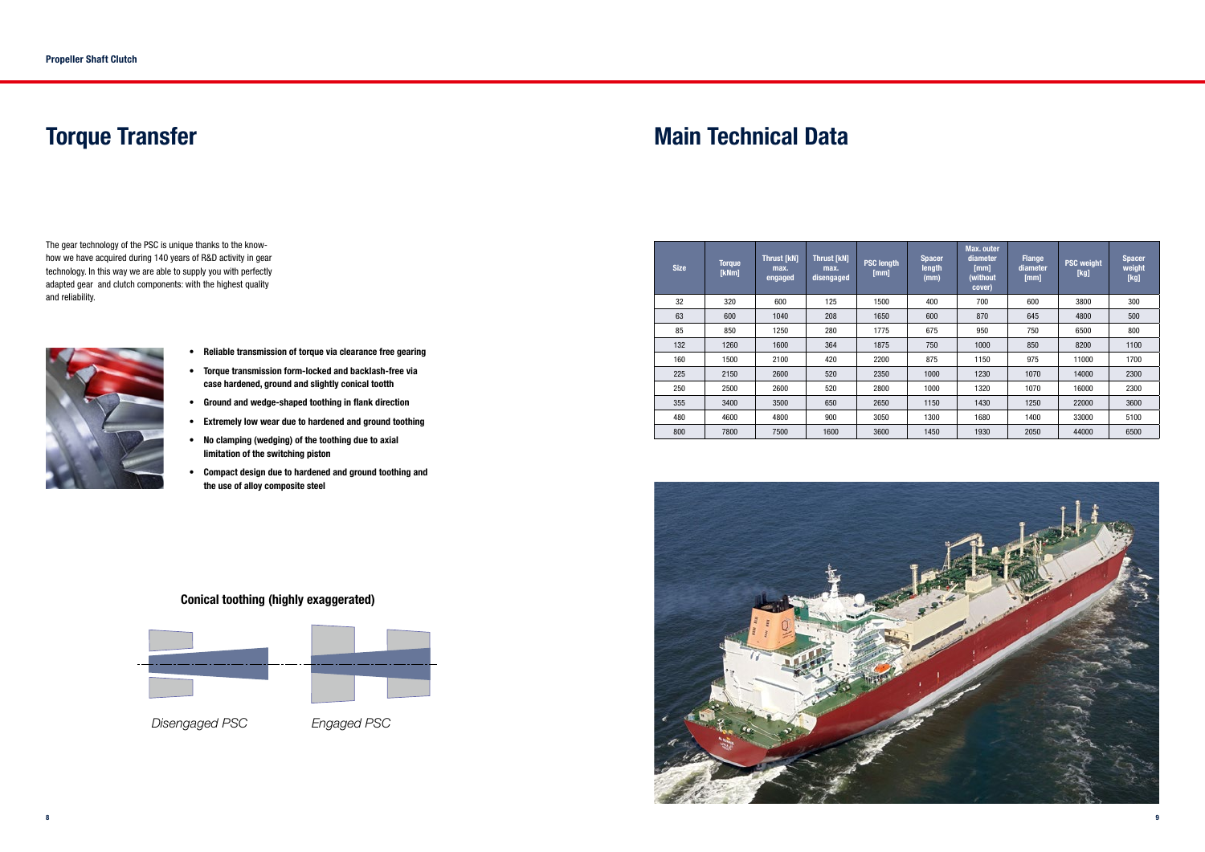# Torque Transfer

The gear technology of the PSC is unique thanks to the know-how we have acquired during 140 years of R&D activity in gear technology. In this way we are able to supply you with perfectly adapted gear and clutch components: with the highest quality and reliability.

- **Reliable transmission of torque via clearance free gearing**
- **Torque transmission form-locked and backlash-free via case hardened, ground and slightly conical tooth**
- **Ground and wedge-shaped toothing in flank direction**
- **Extremely low wear due to hardened and ground toothing**
- **No clamping (wedging) of the toothing due to axial limitation of the switching piston**
- **Compact design due to hardened and ground toothing and the use of alloy composite steel**

**Conical toothing (highly exaggerated)**

*Disengaged PSC* *Engaged PSC*

# Main Technical Data

| Size | Torque [kNm] | Thrust [kN] max. engaged | Thrust [kN] max. disengaged | PSC length [mm] | Spacer length (mm) | Max. outer diameter [mm] (without cover) | Flange diameter [mm] | PSC weight [kg] | Spacer weight [kg] |
|---|---|---|---|---|---|---|---|---|---|
| 32 | 320 | 600 | 125 | 1500 | 400 | 700 | 600 | 3800 | 300 |
| 63 | 600 | 1040 | 208 | 1650 | 600 | 870 | 645 | 4800 | 500 |
| 85 | 850 | 1250 | 280 | 1775 | 675 | 950 | 750 | 6500 | 800 |
| 132 | 1260 | 1600 | 364 | 1875 | 750 | 1000 | 850 | 8200 | 1100 |
| 160 | 1500 | 2100 | 420 | 2200 | 875 | 1150 | 975 | 11000 | 1700 |
| 225 | 2150 | 2600 | 520 | 2350 | 1000 | 1230 | 1070 | 14000 | 2300 |
| 250 | 2500 | 2600 | 520 | 2800 | 1000 | 1320 | 1070 | 16000 | 2300 |
| 355 | 3400 | 3500 | 650 | 2650 | 1150 | 1430 | 1250 | 22000 | 3600 |
| 480 | 4600 | 4800 | 900 | 3050 | 1300 | 1680 | 1400 | 33000 | 5100 |
| 800 | 7800 | 7500 | 1600 | 3600 | 1450 | 1930 | 2050 | 44000 | 6500 |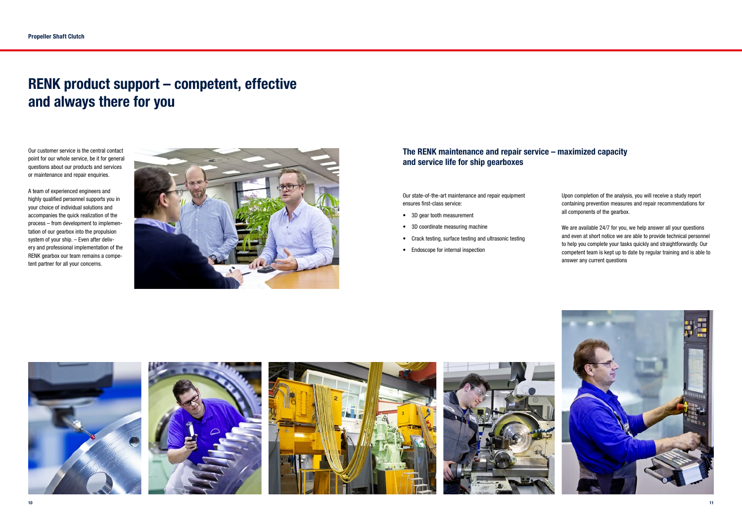# RENK product support – competent, effective and always there for you

Our customer service is the central contact point for our whole service, be it for general questions about our products and services or maintenance and repair enquiries.

A team of experienced engineers and highly qualified personnel supports you in your choice of individual solutions and accompanies the quick realization of the process – from development to implementation of our gearbox into the propulsion system of your ship. – Even after delivery and professional implementation of the RENK gearbox our team remains a competent partner for all your concerns.

## The RENK maintenance and repair service – maximized capacity and service life for ship gearboxes

Our state-of-the-art maintenance and repair equipment ensures first-class service:

- 3D gear tooth measurement
- 3D coordinate measuring machine
- Crack testing, surface testing and ultrasonic testing
- Endoscope for internal inspection

Upon completion of the analysis, you will receive a study report containing prevention measures and repair recommendations for all components of the gearbox.

We are available 24/7 for you, we help answer all your questions and even at short notice we are able to provide technical personnel to help you complete your tasks quickly and straightforwardly. Our competent team is kept up to date by regular training and is able to answer any current questions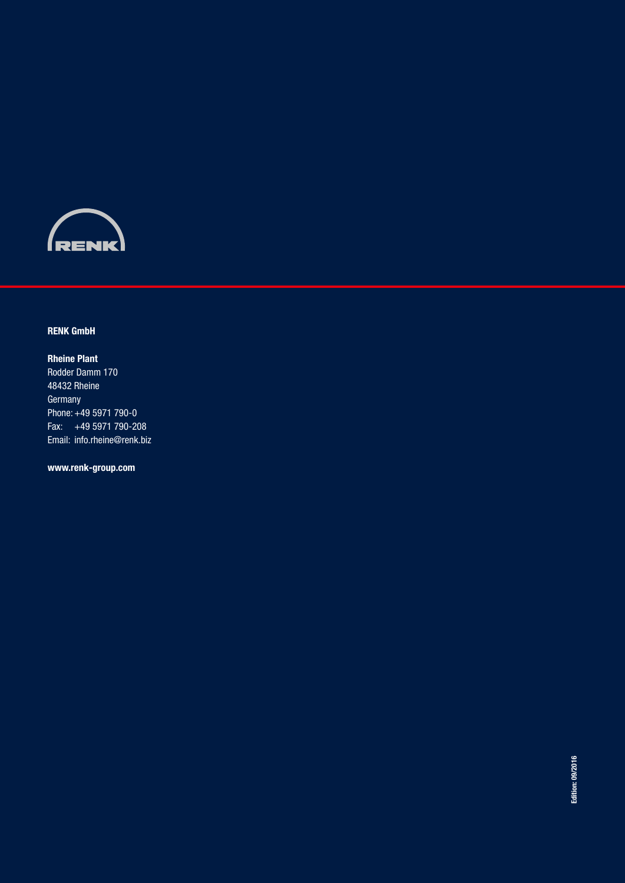RENK

**RENK GmbH**

**Rheine Plant**
Rodder Damm 170
48432 Rheine
Germany
Phone: +49 5971 790-0
Fax: +49 5971 790-208
Email: info.rheine@renk.biz

**www.renk-group.com**

Edition: 09/2016